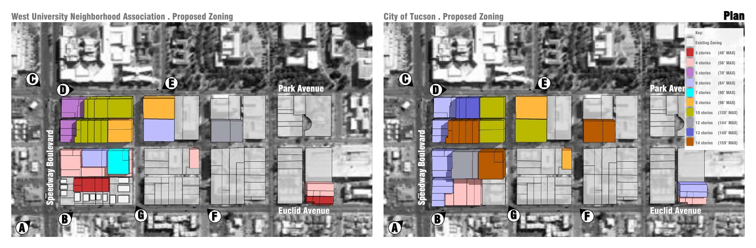## West University Neighborhood Association . Proposed Zoning

## City of Tucson . Proposed Zoning

# Plan

Park Avenue

Speedway Boulevard

Euclid Avenue

A B C D E F G

**Key:**

| Zoning | |
|---|---|
| Existing Zoning | |
| 3 stories | (40' MAX) |
| 4 stories | (56' MAX) |
| 5 stories | (70' MAX) |
| 6 stories | (84' MAX) |
| 7 stories | (90' MAX) |
| 8 stories | (96' MAX) |
| 10 stories | (120' MAX) |
| 12 stories | (144' MAX) |
| 13 stories | (148' MAX) |
| 14 stories | (159' MAX) |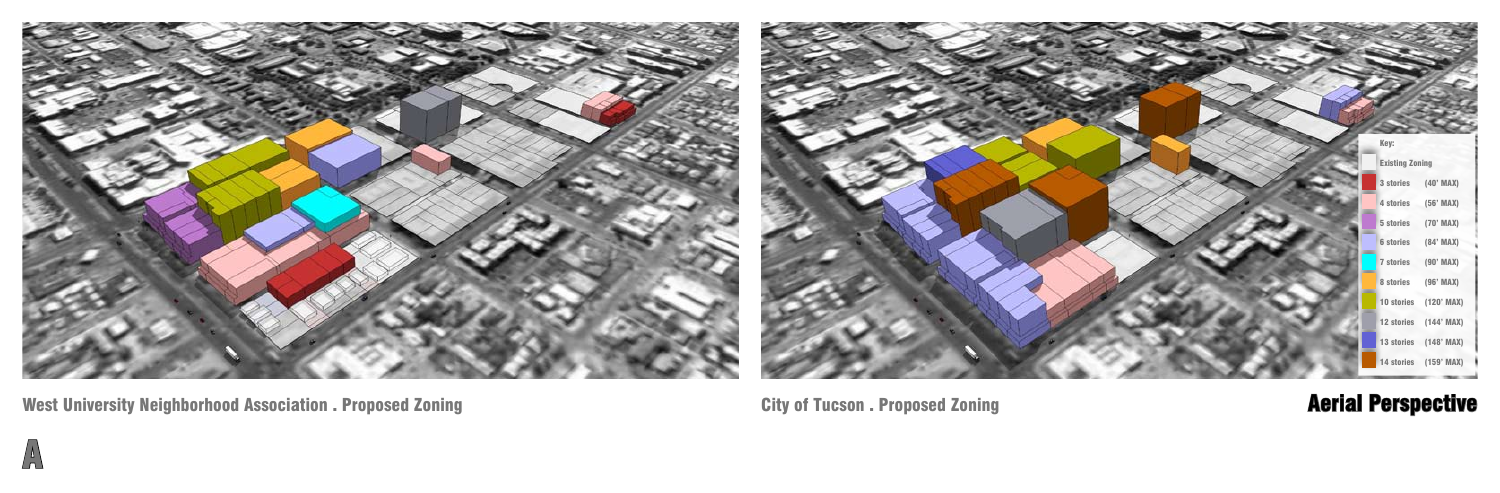**Key:**

| | |
|---|---|
| Existing Zoning | |
| 3 stories | (40' MAX) |
| 4 stories | (56' MAX) |
| 5 stories | (70' MAX) |
| 6 stories | (84' MAX) |
| 7 stories | (90' MAX) |
| 8 stories | (96' MAX) |
| 10 stories | (120' MAX) |
| 12 stories | (144' MAX) |
| 13 stories | (148' MAX) |
| 14 stories | (159' MAX) |

West University Neighborhood Association . Proposed Zoning

City of Tucson . Proposed Zoning

## Aerial Perspective

A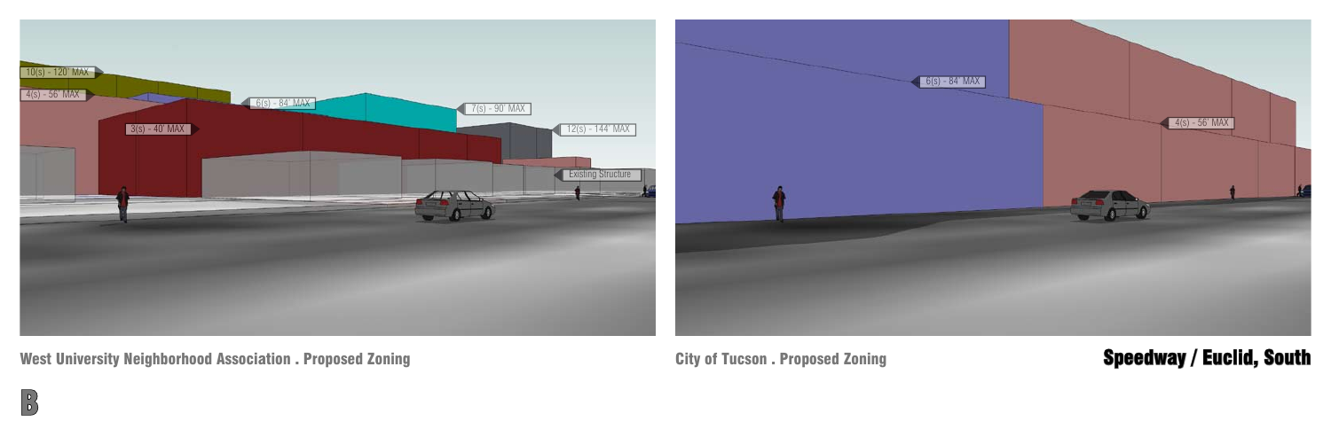10(s) - 120' MAX

4(s) - 56' MAX

6(s) - 84' MAX

3(s) - 40' MAX

7(s) - 90' MAX

12(s) - 144' MAX

Existing Structure

**West University Neighborhood Association . Proposed Zoning**

6(s) - 84' MAX

4(s) - 56' MAX

**City of Tucson . Proposed Zoning**

## Speedway / Euclid, South

B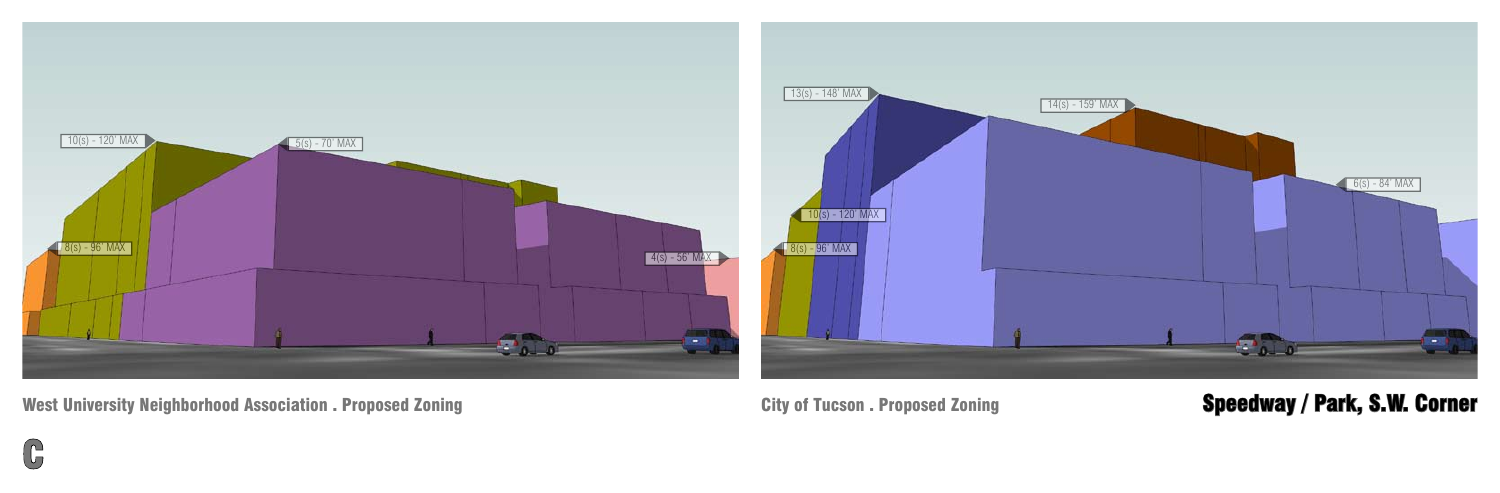10(s) - 120' MAX

5(s) - 70' MAX

8(s) - 96' MAX

4(s) - 56' MAX

West University Neighborhood Association . Proposed Zoning

13(s) - 148' MAX

14(s) - 159' MAX

10(s) - 120' MAX

8(s) - 96' MAX

6(s) - 84' MAX

City of Tucson . Proposed Zoning

**Speedway / Park, S.W. Corner**

C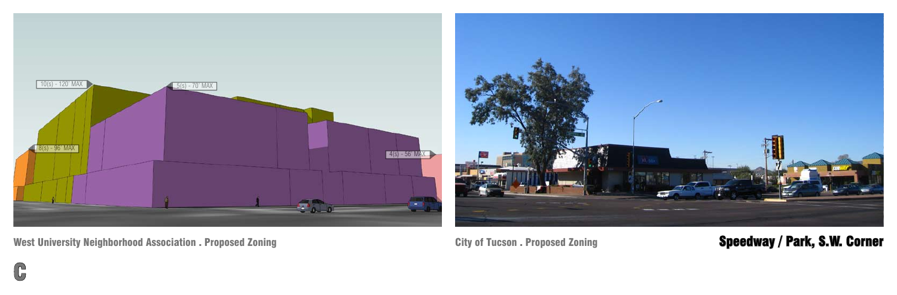West University Neighborhood Association . Proposed Zoning

City of Tucson . Proposed Zoning

**Speedway / Park, S.W. Corner**

C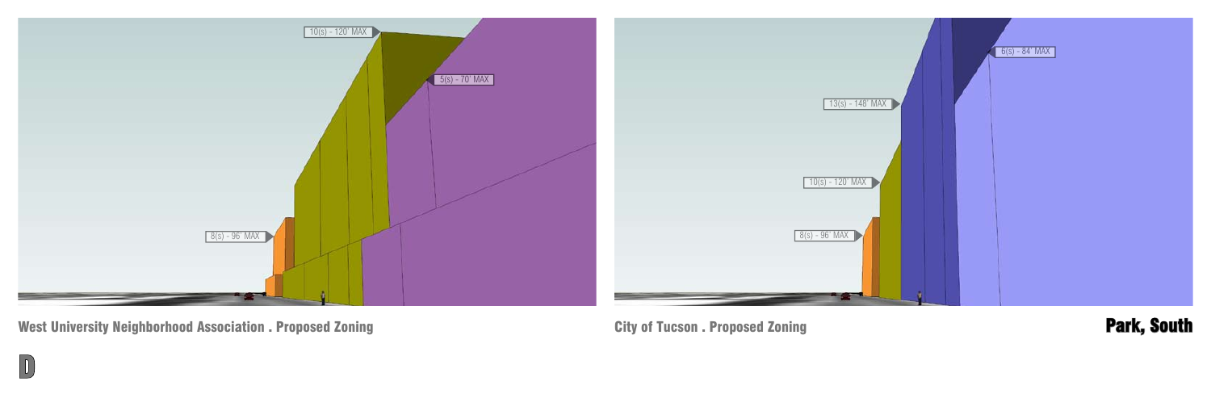10(s) - 120' MAX

5(s) - 70' MAX

8(s) - 96' MAX

West University Neighborhood Association . Proposed Zoning

6(s) - 84' MAX

13(s) - 148' MAX

10(s) - 120' MAX

8(s) - 96' MAX

City of Tucson . Proposed Zoning

**Park, South**

D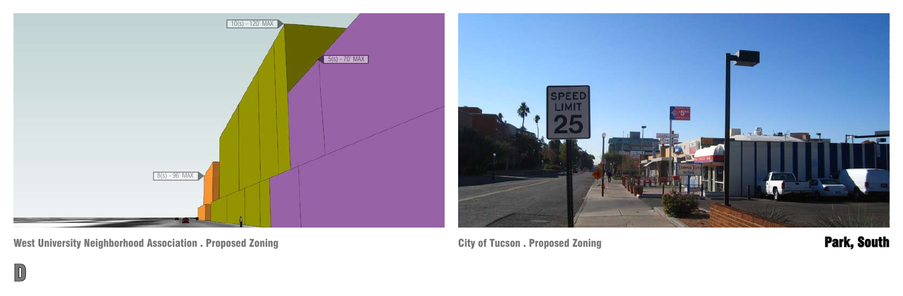10(s) - 120' MAX

5(s) - 70' MAX

8(s) - 96' MAX

**West University Neighborhood Association . Proposed Zoning**

**City of Tucson . Proposed Zoning**

# Park, South

D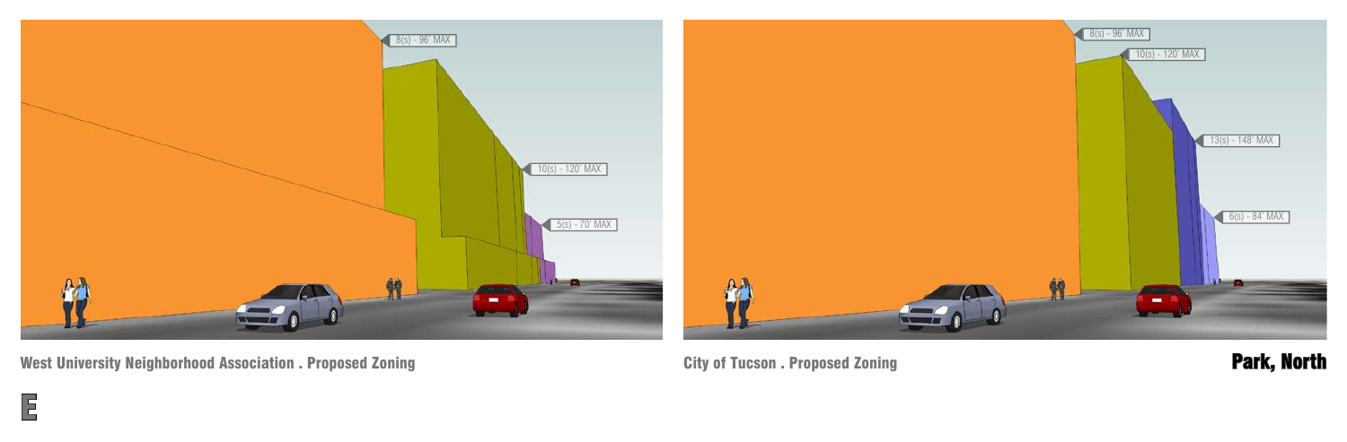8(s) - 96' MAX

10(s) - 120' MAX

5(s) - 70' MAX

8(s) - 96' MAX

10(s) - 120' MAX

13(s) - 148' MAX

6(s) - 84' MAX

**West University Neighborhood Association . Proposed Zoning**

**City of Tucson . Proposed Zoning**

**Park, North**

**E**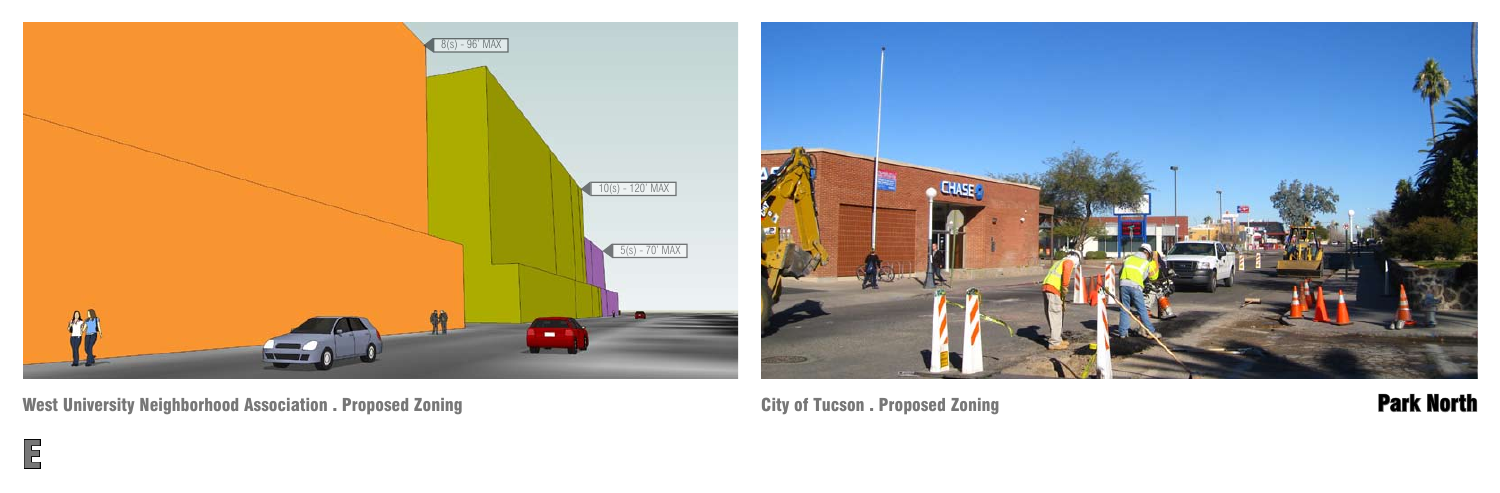8(s) - 96' MAX

10(s) - 120' MAX

5(s) - 70' MAX

West University Neighborhood Association . Proposed Zoning

City of Tucson . Proposed Zoning

**Park North**

E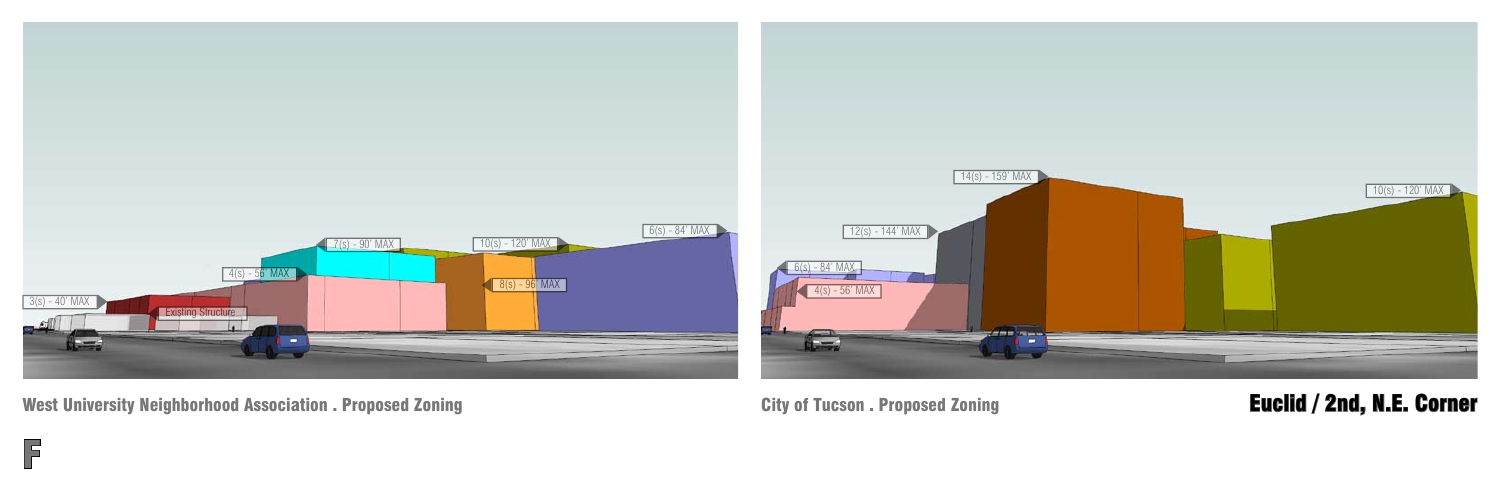3(s) - 40' MAX

Existing Structure

4(s) - 56' MAX

7(s) - 90' MAX

10(s) - 120' MAX

8(s) - 96' MAX

6(s) - 84' MAX

**West University Neighborhood Association . Proposed Zoning**

6(s) - 84' MAX

4(s) - 56' MAX

12(s) - 144' MAX

14(s) - 159' MAX

10(s) - 120' MAX

**City of Tucson . Proposed Zoning**

# Euclid / 2nd, N.E. Corner

F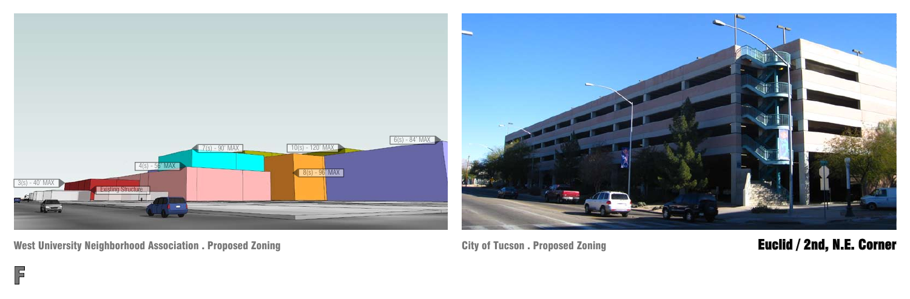3(s) - 40' MAX

Existing Structure

4(s) - 56' MAX

7(s) - 90' MAX

10(s) - 120' MAX

8(s) - 96' MAX

6(s) - 84' MAX

**West University Neighborhood Association . Proposed Zoning**

**City of Tucson . Proposed Zoning**

## Euclid / 2nd, N.E. Corner

F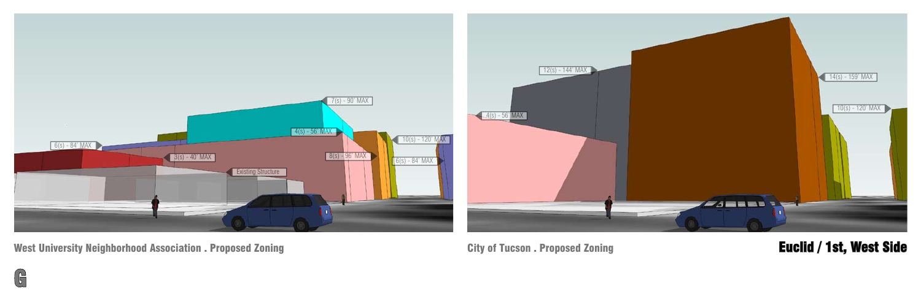7(s) - 90' MAX

4(s) - 56' MAX

6(s) - 84' MAX

10(s) - 120' MAX

3(s) - 40' MAX

8(s) - 96' MAX

6(s) - 84' MAX

Existing Structure

**West University Neighborhood Association . Proposed Zoning**

12(s) - 144' MAX

14(s) - 159' MAX

10(s) - 120' MAX

4(s) - 56' MAX

**City of Tucson . Proposed Zoning**

# Euclid / 1st, West Side

G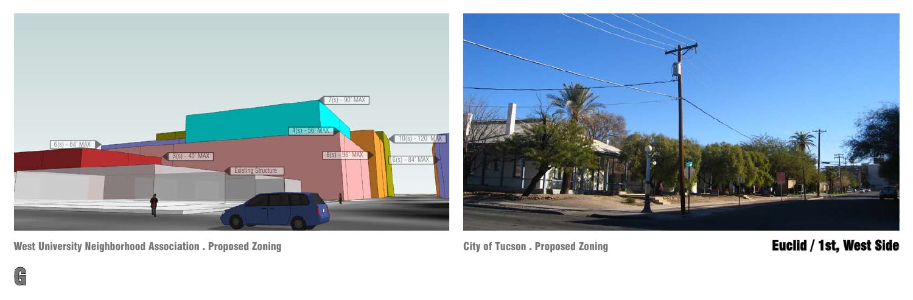7(s) - 90' MAX

4(s) - 56' MAX

6(s) - 84' MAX

3(s) - 40' MAX

8(s) - 96' MAX

10(s) - 120' MAX

6(s) - 84' MAX

Existing Structure

**West University Neighborhood Association . Proposed Zoning**

**City of Tucson . Proposed Zoning**

## Euclid / 1st, West Side

G